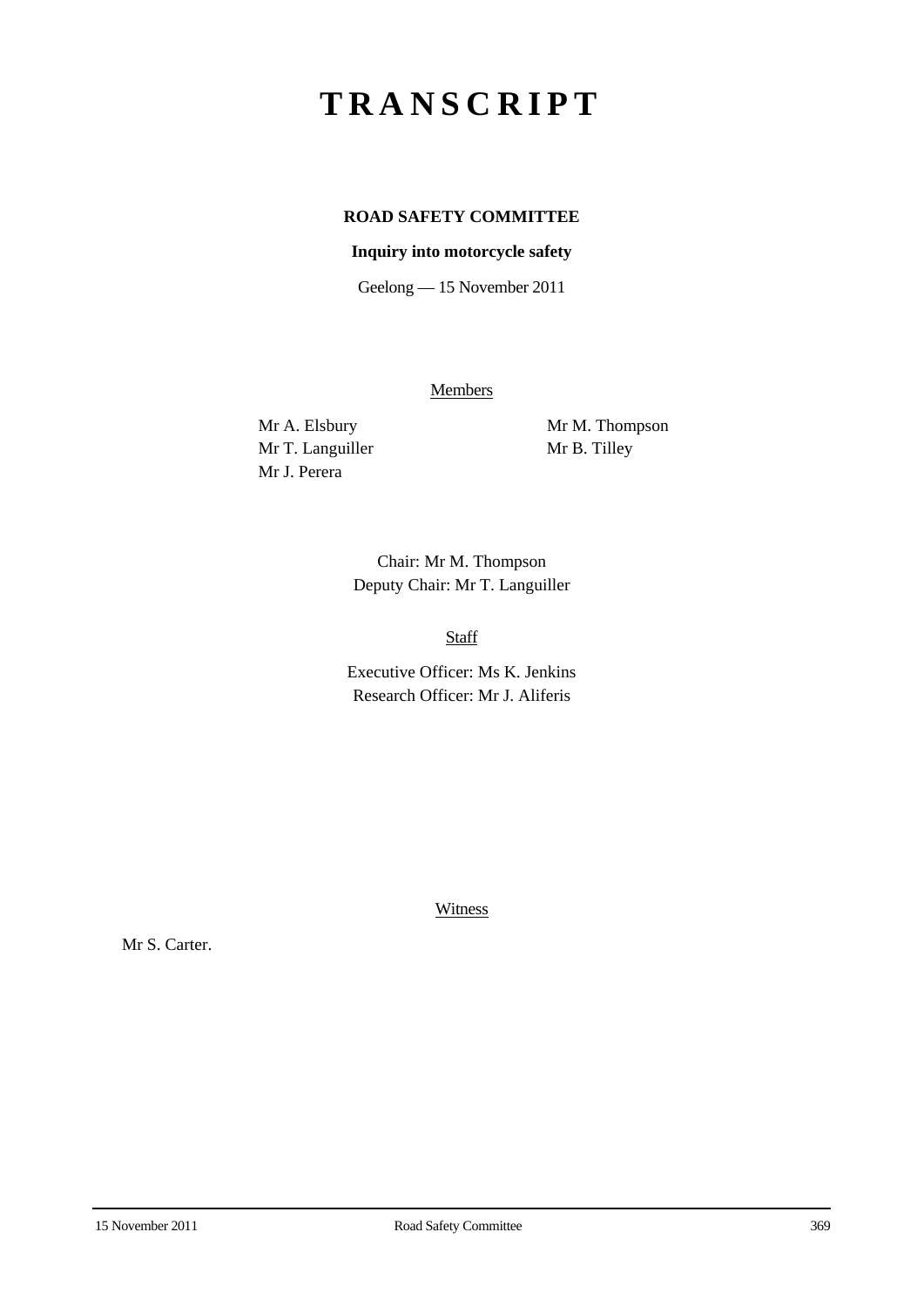# TRANSCRIPT

**ROAD SAFETY COMMITTEE**

**Inquiry into motorcycle safety**

Geelong — 15 November 2011

Members

Mr A. Elsbury
Mr T. Languiller
Mr J. Perera
Mr M. Thompson
Mr B. Tilley

Chair: Mr M. Thompson
Deputy Chair: Mr T. Languiller

Staff

Executive Officer: Ms K. Jenkins
Research Officer: Mr J. Aliferis

Witness

Mr S. Carter.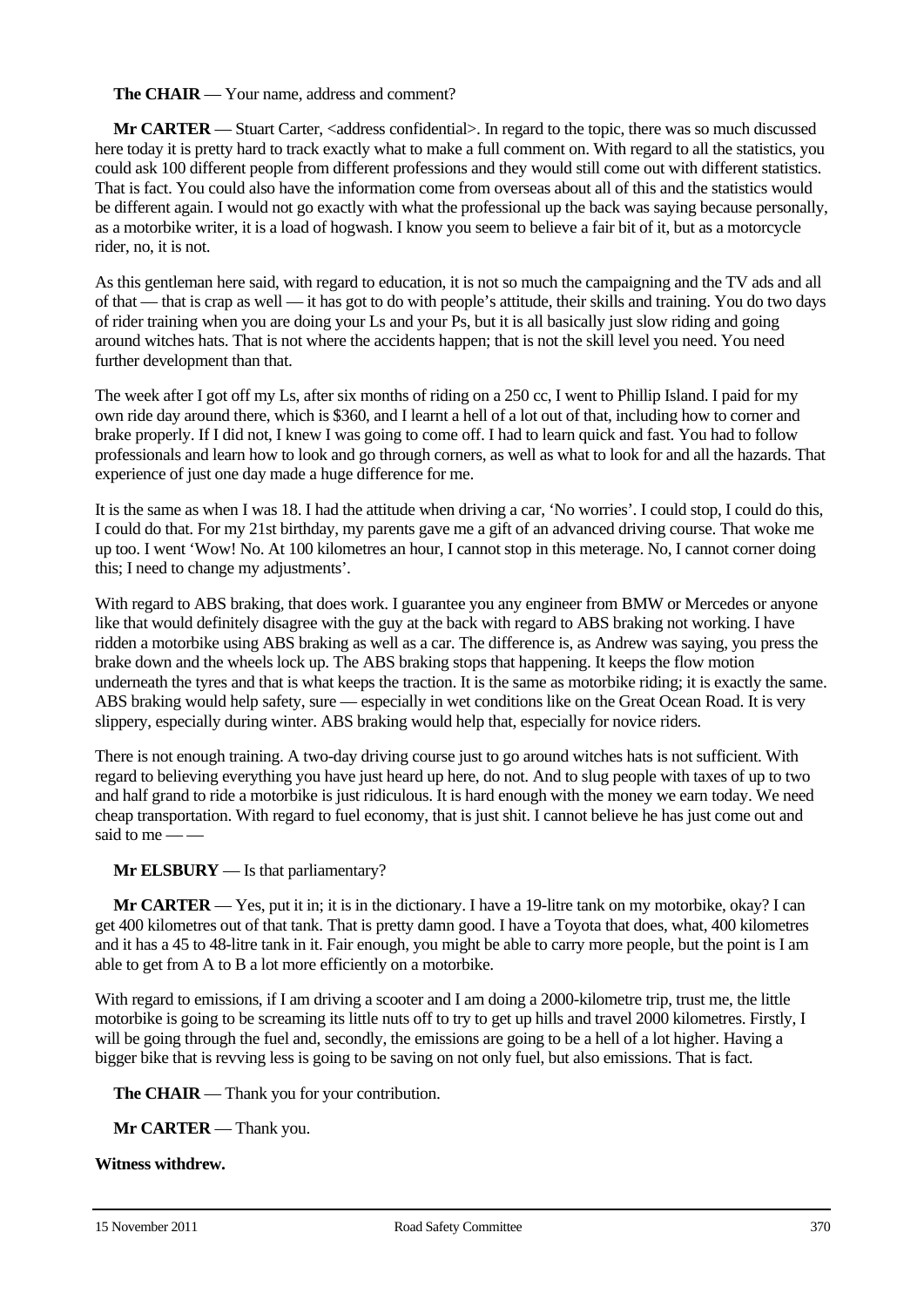**The CHAIR** — Your name, address and comment?

**Mr CARTER** — Stuart Carter, <address confidential>. In regard to the topic, there was so much discussed here today it is pretty hard to track exactly what to make a full comment on. With regard to all the statistics, you could ask 100 different people from different professions and they would still come out with different statistics. That is fact. You could also have the information come from overseas about all of this and the statistics would be different again. I would not go exactly with what the professional up the back was saying because personally, as a motorbike writer, it is a load of hogwash. I know you seem to believe a fair bit of it, but as a motorcycle rider, no, it is not.

As this gentleman here said, with regard to education, it is not so much the campaigning and the TV ads and all of that — that is crap as well — it has got to do with people's attitude, their skills and training. You do two days of rider training when you are doing your Ls and your Ps, but it is all basically just slow riding and going around witches hats. That is not where the accidents happen; that is not the skill level you need. You need further development than that.

The week after I got off my Ls, after six months of riding on a 250 cc, I went to Phillip Island. I paid for my own ride day around there, which is $360, and I learnt a hell of a lot out of that, including how to corner and brake properly. If I did not, I knew I was going to come off. I had to learn quick and fast. You had to follow professionals and learn how to look and go through corners, as well as what to look for and all the hazards. That experience of just one day made a huge difference for me.

It is the same as when I was 18. I had the attitude when driving a car, 'No worries'. I could stop, I could do this, I could do that. For my 21st birthday, my parents gave me a gift of an advanced driving course. That woke me up too. I went 'Wow! No. At 100 kilometres an hour, I cannot stop in this meterage. No, I cannot corner doing this; I need to change my adjustments'.

With regard to ABS braking, that does work. I guarantee you any engineer from BMW or Mercedes or anyone like that would definitely disagree with the guy at the back with regard to ABS braking not working. I have ridden a motorbike using ABS braking as well as a car. The difference is, as Andrew was saying, you press the brake down and the wheels lock up. The ABS braking stops that happening. It keeps the flow motion underneath the tyres and that is what keeps the traction. It is the same as motorbike riding; it is exactly the same. ABS braking would help safety, sure — especially in wet conditions like on the Great Ocean Road. It is very slippery, especially during winter. ABS braking would help that, especially for novice riders.

There is not enough training. A two-day driving course just to go around witches hats is not sufficient. With regard to believing everything you have just heard up here, do not. And to slug people with taxes of up to two and half grand to ride a motorbike is just ridiculous. It is hard enough with the money we earn today. We need cheap transportation. With regard to fuel economy, that is just shit. I cannot believe he has just come out and said to me — —

**Mr ELSBURY** — Is that parliamentary?

**Mr CARTER** — Yes, put it in; it is in the dictionary. I have a 19-litre tank on my motorbike, okay? I can get 400 kilometres out of that tank. That is pretty damn good. I have a Toyota that does, what, 400 kilometres and it has a 45 to 48-litre tank in it. Fair enough, you might be able to carry more people, but the point is I am able to get from A to B a lot more efficiently on a motorbike.

With regard to emissions, if I am driving a scooter and I am doing a 2000-kilometre trip, trust me, the little motorbike is going to be screaming its little nuts off to try to get up hills and travel 2000 kilometres. Firstly, I will be going through the fuel and, secondly, the emissions are going to be a hell of a lot higher. Having a bigger bike that is revving less is going to be saving on not only fuel, but also emissions. That is fact.

**The CHAIR** — Thank you for your contribution.

**Mr CARTER** — Thank you.

**Witness withdrew.**